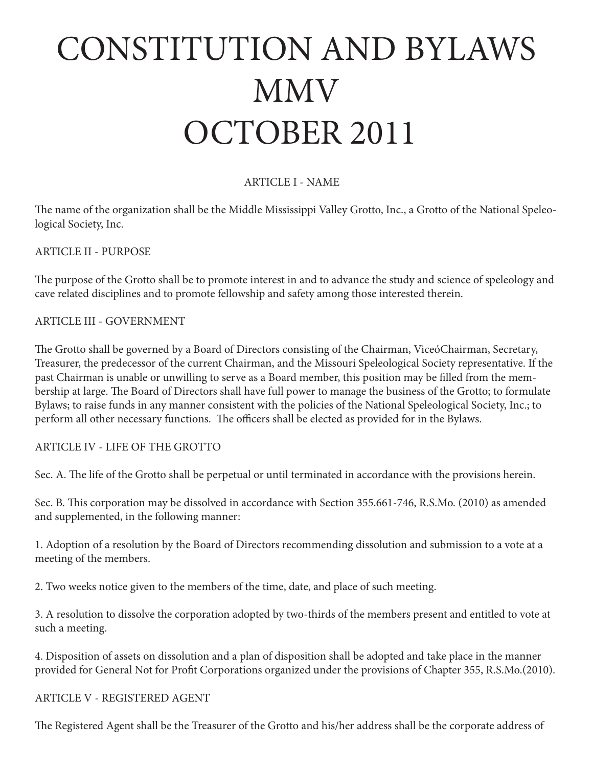# CONSTITUTION AND BYLAWS MMV OCTOBER 2011

## ARTICLE I - NAME

The name of the organization shall be the Middle Mississippi Valley Grotto, Inc., a Grotto of the National Speleological Society, Inc.

## ARTICLE II - PURPOSE

The purpose of the Grotto shall be to promote interest in and to advance the study and science of speleology and cave related disciplines and to promote fellowship and safety among those interested therein.

## ARTICLE III - GOVERNMENT

The Grotto shall be governed by a Board of Directors consisting of the Chairman, ViceóChairman, Secretary, Treasurer, the predecessor of the current Chairman, and the Missouri Speleological Society representative. If the past Chairman is unable or unwilling to serve as a Board member, this position may be filled from the membership at large. The Board of Directors shall have full power to manage the business of the Grotto; to formulate Bylaws; to raise funds in any manner consistent with the policies of the National Speleological Society, Inc.; to perform all other necessary functions. The officers shall be elected as provided for in the Bylaws.

## ARTICLE IV - LIFE OF THE GROTTO

Sec. A. The life of the Grotto shall be perpetual or until terminated in accordance with the provisions herein.

Sec. B. This corporation may be dissolved in accordance with Section 355.661-746, R.S.Mo. (2010) as amended and supplemented, in the following manner:

1. Adoption of a resolution by the Board of Directors recommending dissolution and submission to a vote at a meeting of the members.

2. Two weeks notice given to the members of the time, date, and place of such meeting.

3. A resolution to dissolve the corporation adopted by two-thirds of the members present and entitled to vote at such a meeting.

4. Disposition of assets on dissolution and a plan of disposition shall be adopted and take place in the manner provided for General Not for Profit Corporations organized under the provisions of Chapter 355, R.S.Mo.(2010).

## ARTICLE V - REGISTERED AGENT

The Registered Agent shall be the Treasurer of the Grotto and his/her address shall be the corporate address of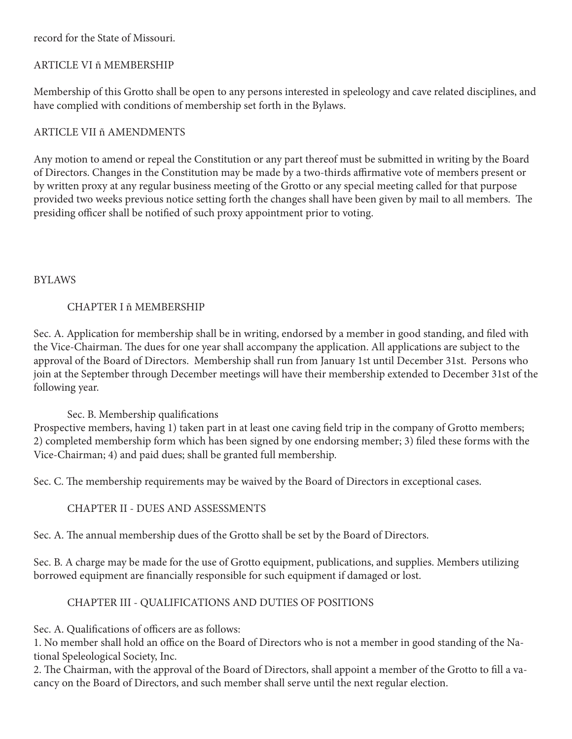record for the State of Missouri.

## ARTICLE VI ñ MEMBERSHIP

Membership of this Grotto shall be open to any persons interested in speleology and cave related disciplines, and have complied with conditions of membership set forth in the Bylaws.

## ARTICLE VII ñ AMENDMENTS

Any motion to amend or repeal the Constitution or any part thereof must be submitted in writing by the Board of Directors. Changes in the Constitution may be made by a two-thirds affirmative vote of members present or by written proxy at any regular business meeting of the Grotto or any special meeting called for that purpose provided two weeks previous notice setting forth the changes shall have been given by mail to all members. The presiding officer shall be notified of such proxy appointment prior to voting.

# BYLAWS

## CHAPTER I ñ MEMBERSHIP

Sec. A. Application for membership shall be in writing, endorsed by a member in good standing, and filed with the Vice-Chairman. The dues for one year shall accompany the application. All applications are subject to the approval of the Board of Directors. Membership shall run from January 1st until December 31st. Persons who join at the September through December meetings will have their membership extended to December 31st of the following year.

Sec. B. Membership qualifications

Prospective members, having 1) taken part in at least one caving field trip in the company of Grotto members; 2) completed membership form which has been signed by one endorsing member; 3) filed these forms with the Vice-Chairman; 4) and paid dues; shall be granted full membership.

Sec. C. The membership requirements may be waived by the Board of Directors in exceptional cases.

## CHAPTER II - DUES AND ASSESSMENTS

Sec. A. The annual membership dues of the Grotto shall be set by the Board of Directors.

Sec. B. A charge may be made for the use of Grotto equipment, publications, and supplies. Members utilizing borrowed equipment are financially responsible for such equipment if damaged or lost.

## CHAPTER III - QUALIFICATIONS AND DUTIES OF POSITIONS

Sec. A. Qualifications of officers are as follows:

1. No member shall hold an office on the Board of Directors who is not a member in good standing of the National Speleological Society, Inc.
2. The Chairman, with the approval of the Board of Directors, shall appoint a member of the Grotto to fill a vacancy on the Board of Directors, and such member shall serve until the next regular election.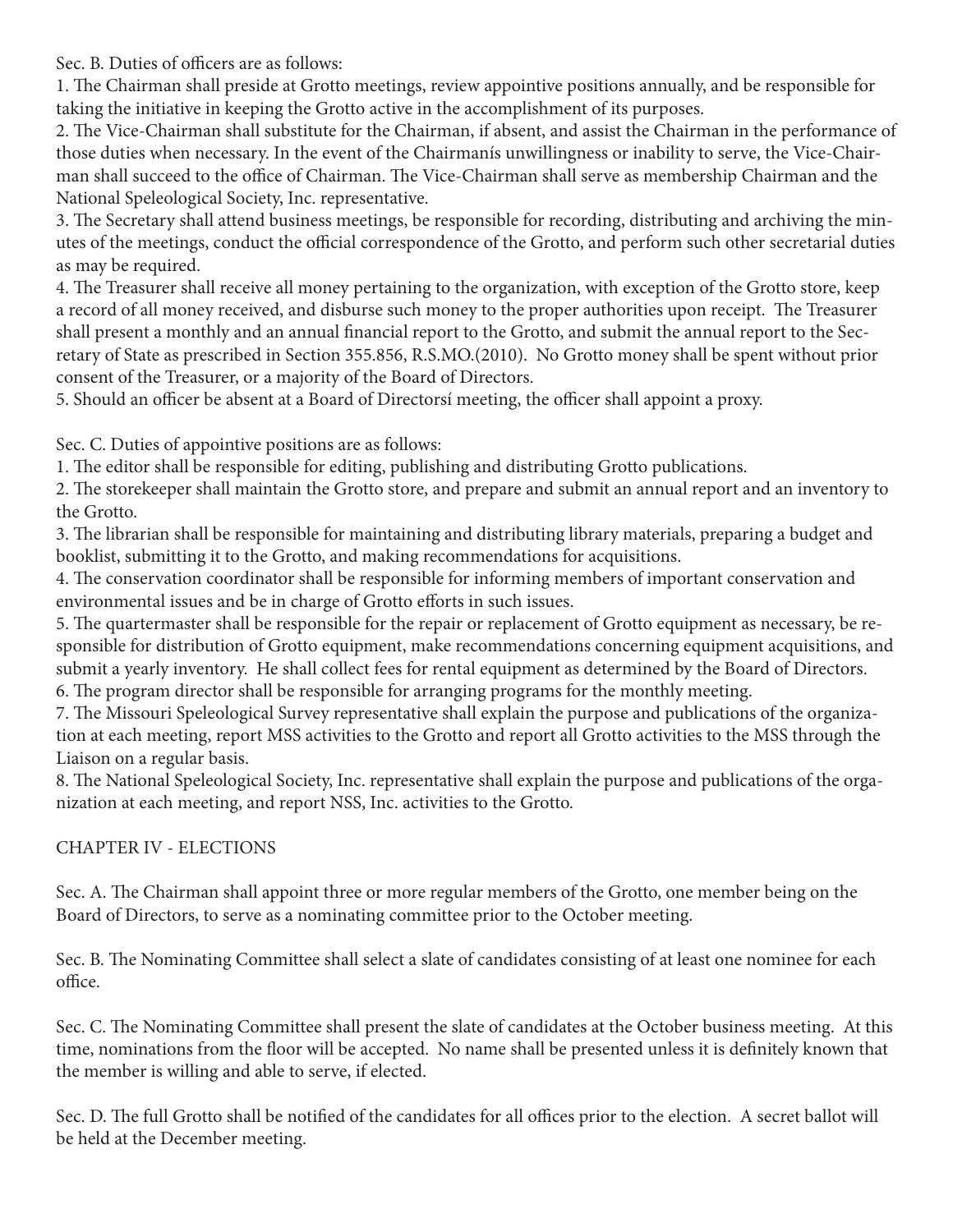Sec. B. Duties of officers are as follows:

1. The Chairman shall preside at Grotto meetings, review appointive positions annually, and be responsible for taking the initiative in keeping the Grotto active in the accomplishment of its purposes.
2. The Vice-Chairman shall substitute for the Chairman, if absent, and assist the Chairman in the performance of those duties when necessary. In the event of the Chairmanís unwillingness or inability to serve, the Vice-Chairman shall succeed to the office of Chairman. The Vice-Chairman shall serve as membership Chairman and the National Speleological Society, Inc. representative.
3. The Secretary shall attend business meetings, be responsible for recording, distributing and archiving the minutes of the meetings, conduct the official correspondence of the Grotto, and perform such other secretarial duties as may be required.
4. The Treasurer shall receive all money pertaining to the organization, with exception of the Grotto store, keep a record of all money received, and disburse such money to the proper authorities upon receipt. The Treasurer shall present a monthly and an annual financial report to the Grotto, and submit the annual report to the Secretary of State as prescribed in Section 355.856, R.S.MO.(2010). No Grotto money shall be spent without prior consent of the Treasurer, or a majority of the Board of Directors.
5. Should an officer be absent at a Board of Directorsí meeting, the officer shall appoint a proxy.

Sec. C. Duties of appointive positions are as follows:

1. The editor shall be responsible for editing, publishing and distributing Grotto publications.
2. The storekeeper shall maintain the Grotto store, and prepare and submit an annual report and an inventory to the Grotto.
3. The librarian shall be responsible for maintaining and distributing library materials, preparing a budget and booklist, submitting it to the Grotto, and making recommendations for acquisitions.
4. The conservation coordinator shall be responsible for informing members of important conservation and environmental issues and be in charge of Grotto efforts in such issues.
5. The quartermaster shall be responsible for the repair or replacement of Grotto equipment as necessary, be responsible for distribution of Grotto equipment, make recommendations concerning equipment acquisitions, and submit a yearly inventory. He shall collect fees for rental equipment as determined by the Board of Directors.
6. The program director shall be responsible for arranging programs for the monthly meeting.
7. The Missouri Speleological Survey representative shall explain the purpose and publications of the organization at each meeting, report MSS activities to the Grotto and report all Grotto activities to the MSS through the Liaison on a regular basis.
8. The National Speleological Society, Inc. representative shall explain the purpose and publications of the organization at each meeting, and report NSS, Inc. activities to the Grotto.

## CHAPTER IV - ELECTIONS

Sec. A. The Chairman shall appoint three or more regular members of the Grotto, one member being on the Board of Directors, to serve as a nominating committee prior to the October meeting.

Sec. B. The Nominating Committee shall select a slate of candidates consisting of at least one nominee for each office.

Sec. C. The Nominating Committee shall present the slate of candidates at the October business meeting. At this time, nominations from the floor will be accepted. No name shall be presented unless it is definitely known that the member is willing and able to serve, if elected.

Sec. D. The full Grotto shall be notified of the candidates for all offices prior to the election. A secret ballot will be held at the December meeting.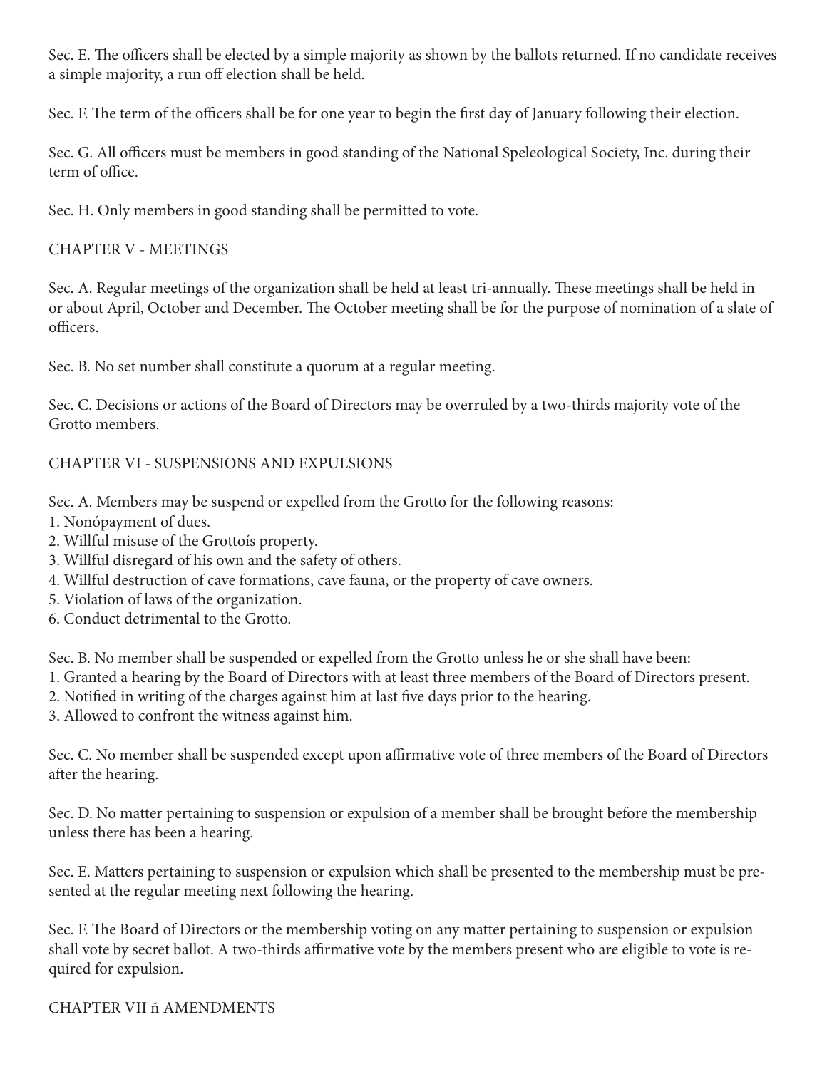Sec. E. The officers shall be elected by a simple majority as shown by the ballots returned. If no candidate receives a simple majority, a run off election shall be held.

Sec. F. The term of the officers shall be for one year to begin the first day of January following their election.

Sec. G. All officers must be members in good standing of the National Speleological Society, Inc. during their term of office.

Sec. H. Only members in good standing shall be permitted to vote.

## CHAPTER V - MEETINGS

Sec. A. Regular meetings of the organization shall be held at least tri-annually. These meetings shall be held in or about April, October and December. The October meeting shall be for the purpose of nomination of a slate of officers.

Sec. B. No set number shall constitute a quorum at a regular meeting.

Sec. C. Decisions or actions of the Board of Directors may be overruled by a two-thirds majority vote of the Grotto members.

## CHAPTER VI - SUSPENSIONS AND EXPULSIONS

Sec. A. Members may be suspend or expelled from the Grotto for the following reasons:
1. Nonópayment of dues.
2. Willful misuse of the Grottoís property.
3. Willful disregard of his own and the safety of others.
4. Willful destruction of cave formations, cave fauna, or the property of cave owners.
5. Violation of laws of the organization.
6. Conduct detrimental to the Grotto.

Sec. B. No member shall be suspended or expelled from the Grotto unless he or she shall have been:
1. Granted a hearing by the Board of Directors with at least three members of the Board of Directors present.
2. Notified in writing of the charges against him at last five days prior to the hearing.
3. Allowed to confront the witness against him.

Sec. C. No member shall be suspended except upon affirmative vote of three members of the Board of Directors after the hearing.

Sec. D. No matter pertaining to suspension or expulsion of a member shall be brought before the membership unless there has been a hearing.

Sec. E. Matters pertaining to suspension or expulsion which shall be presented to the membership must be presented at the regular meeting next following the hearing.

Sec. F. The Board of Directors or the membership voting on any matter pertaining to suspension or expulsion shall vote by secret ballot. A two-thirds affirmative vote by the members present who are eligible to vote is required for expulsion.

## CHAPTER VII ñ AMENDMENTS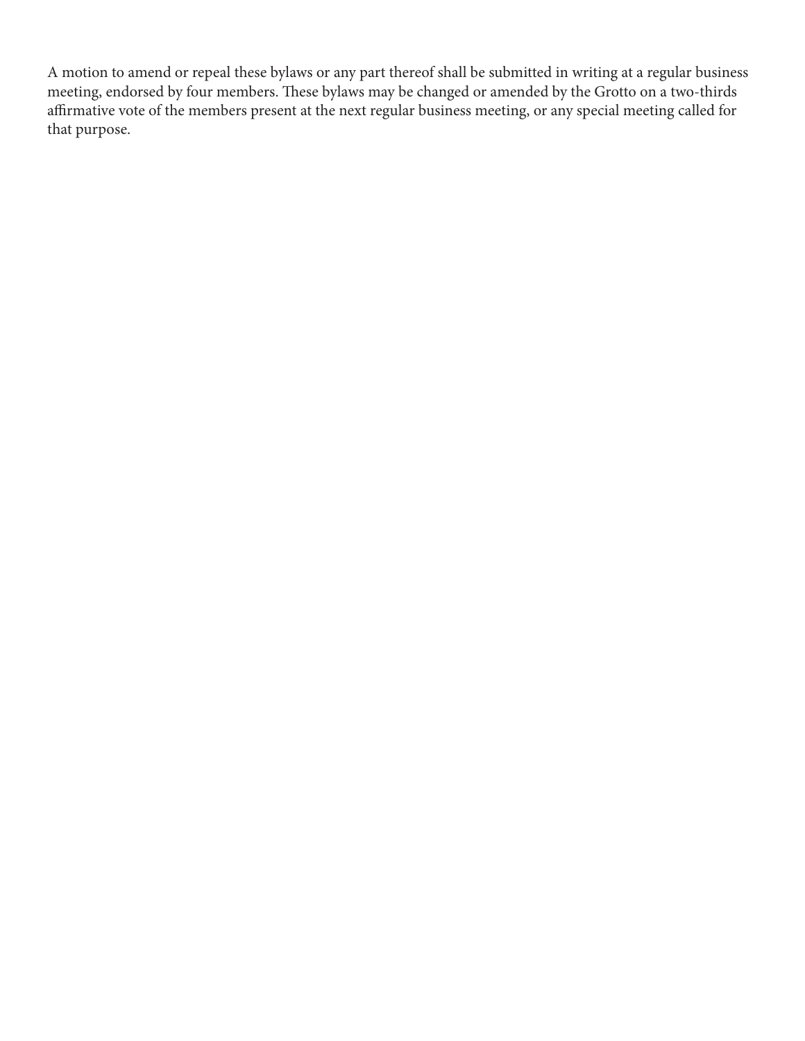A motion to amend or repeal these bylaws or any part thereof shall be submitted in writing at a regular business meeting, endorsed by four members. These bylaws may be changed or amended by the Grotto on a two-thirds affirmative vote of the members present at the next regular business meeting, or any special meeting called for that purpose.